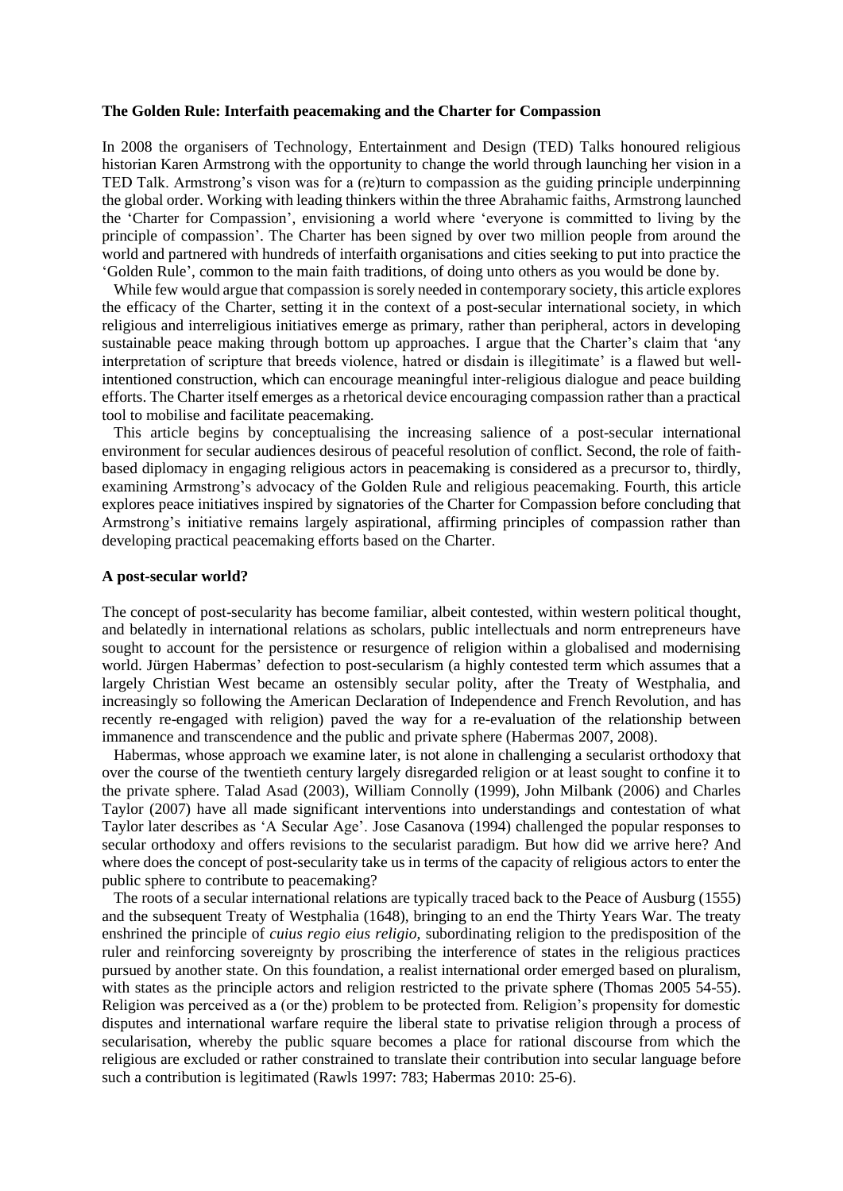**The Golden Rule: Interfaith peacemaking and the Charter for Compassion**

In 2008 the organisers of Technology, Entertainment and Design (TED) Talks honoured religious historian Karen Armstrong with the opportunity to change the world through launching her vision in a TED Talk. Armstrong's vison was for a (re)turn to compassion as the guiding principle underpinning the global order. Working with leading thinkers within the three Abrahamic faiths, Armstrong launched the 'Charter for Compassion', envisioning a world where 'everyone is committed to living by the principle of compassion'. The Charter has been signed by over two million people from around the world and partnered with hundreds of interfaith organisations and cities seeking to put into practice the 'Golden Rule', common to the main faith traditions, of doing unto others as you would be done by.

While few would argue that compassion is sorely needed in contemporary society, this article explores the efficacy of the Charter, setting it in the context of a post-secular international society, in which religious and interreligious initiatives emerge as primary, rather than peripheral, actors in developing sustainable peace making through bottom up approaches. I argue that the Charter's claim that 'any interpretation of scripture that breeds violence, hatred or disdain is illegitimate' is a flawed but well-intentioned construction, which can encourage meaningful inter-religious dialogue and peace building efforts. The Charter itself emerges as a rhetorical device encouraging compassion rather than a practical tool to mobilise and facilitate peacemaking.

This article begins by conceptualising the increasing salience of a post-secular international environment for secular audiences desirous of peaceful resolution of conflict. Second, the role of faith-based diplomacy in engaging religious actors in peacemaking is considered as a precursor to, thirdly, examining Armstrong's advocacy of the Golden Rule and religious peacemaking. Fourth, this article explores peace initiatives inspired by signatories of the Charter for Compassion before concluding that Armstrong's initiative remains largely aspirational, affirming principles of compassion rather than developing practical peacemaking efforts based on the Charter.

**A post-secular world?**

The concept of post-secularity has become familiar, albeit contested, within western political thought, and belatedly in international relations as scholars, public intellectuals and norm entrepreneurs have sought to account for the persistence or resurgence of religion within a globalised and modernising world. Jürgen Habermas' defection to post-secularism (a highly contested term which assumes that a largely Christian West became an ostensibly secular polity, after the Treaty of Westphalia, and increasingly so following the American Declaration of Independence and French Revolution, and has recently re-engaged with religion) paved the way for a re-evaluation of the relationship between immanence and transcendence and the public and private sphere (Habermas 2007, 2008).

Habermas, whose approach we examine later, is not alone in challenging a secularist orthodoxy that over the course of the twentieth century largely disregarded religion or at least sought to confine it to the private sphere. Talad Asad (2003), William Connolly (1999), John Milbank (2006) and Charles Taylor (2007) have all made significant interventions into understandings and contestation of what Taylor later describes as 'A Secular Age'. Jose Casanova (1994) challenged the popular responses to secular orthodoxy and offers revisions to the secularist paradigm. But how did we arrive here? And where does the concept of post-secularity take us in terms of the capacity of religious actors to enter the public sphere to contribute to peacemaking?

The roots of a secular international relations are typically traced back to the Peace of Ausburg (1555) and the subsequent Treaty of Westphalia (1648), bringing to an end the Thirty Years War. The treaty enshrined the principle of *cuius regio eius religio*, subordinating religion to the predisposition of the ruler and reinforcing sovereignty by proscribing the interference of states in the religious practices pursued by another state. On this foundation, a realist international order emerged based on pluralism, with states as the principle actors and religion restricted to the private sphere (Thomas 2005 54-55). Religion was perceived as a (or the) problem to be protected from. Religion's propensity for domestic disputes and international warfare require the liberal state to privatise religion through a process of secularisation, whereby the public square becomes a place for rational discourse from which the religious are excluded or rather constrained to translate their contribution into secular language before such a contribution is legitimated (Rawls 1997: 783; Habermas 2010: 25-6).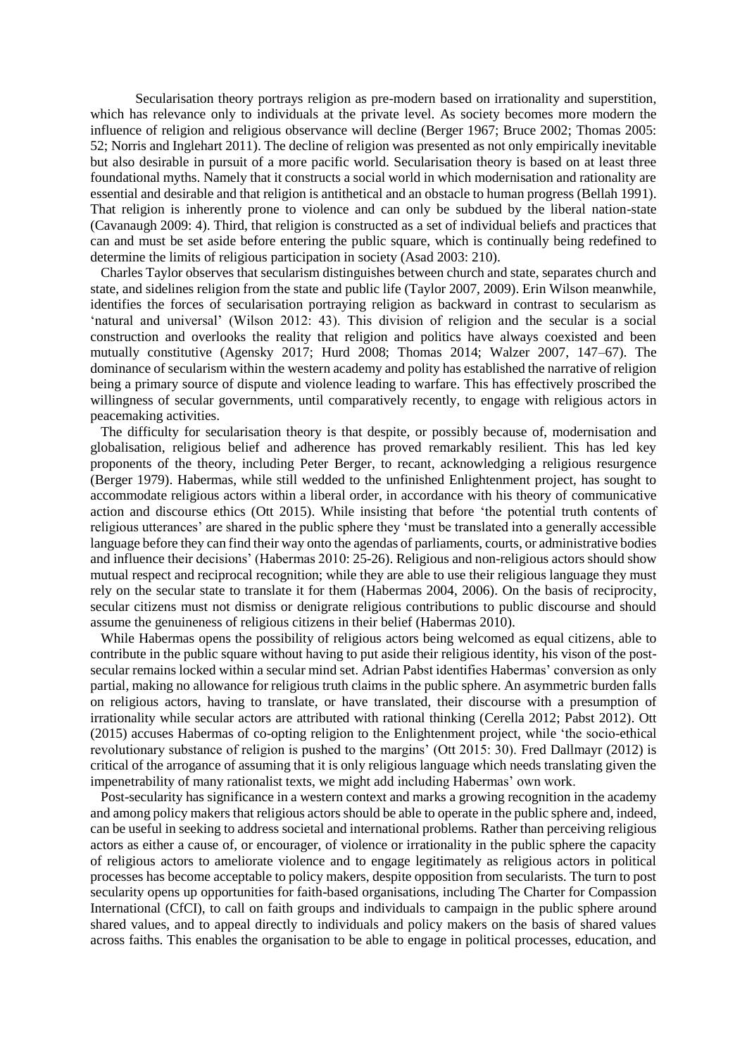Secularisation theory portrays religion as pre-modern based on irrationality and superstition, which has relevance only to individuals at the private level. As society becomes more modern the influence of religion and religious observance will decline (Berger 1967; Bruce 2002; Thomas 2005: 52; Norris and Inglehart 2011). The decline of religion was presented as not only empirically inevitable but also desirable in pursuit of a more pacific world. Secularisation theory is based on at least three foundational myths. Namely that it constructs a social world in which modernisation and rationality are essential and desirable and that religion is antithetical and an obstacle to human progress (Bellah 1991). That religion is inherently prone to violence and can only be subdued by the liberal nation-state (Cavanaugh 2009: 4). Third, that religion is constructed as a set of individual beliefs and practices that can and must be set aside before entering the public square, which is continually being redefined to determine the limits of religious participation in society (Asad 2003: 210).

Charles Taylor observes that secularism distinguishes between church and state, separates church and state, and sidelines religion from the state and public life (Taylor 2007, 2009). Erin Wilson meanwhile, identifies the forces of secularisation portraying religion as backward in contrast to secularism as 'natural and universal' (Wilson 2012: 43). This division of religion and the secular is a social construction and overlooks the reality that religion and politics have always coexisted and been mutually constitutive (Agensky 2017; Hurd 2008; Thomas 2014; Walzer 2007, 147–67). The dominance of secularism within the western academy and polity has established the narrative of religion being a primary source of dispute and violence leading to warfare. This has effectively proscribed the willingness of secular governments, until comparatively recently, to engage with religious actors in peacemaking activities.

The difficulty for secularisation theory is that despite, or possibly because of, modernisation and globalisation, religious belief and adherence has proved remarkably resilient. This has led key proponents of the theory, including Peter Berger, to recant, acknowledging a religious resurgence (Berger 1979). Habermas, while still wedded to the unfinished Enlightenment project, has sought to accommodate religious actors within a liberal order, in accordance with his theory of communicative action and discourse ethics (Ott 2015). While insisting that before 'the potential truth contents of religious utterances' are shared in the public sphere they 'must be translated into a generally accessible language before they can find their way onto the agendas of parliaments, courts, or administrative bodies and influence their decisions' (Habermas 2010: 25-26). Religious and non-religious actors should show mutual respect and reciprocal recognition; while they are able to use their religious language they must rely on the secular state to translate it for them (Habermas 2004, 2006). On the basis of reciprocity, secular citizens must not dismiss or denigrate religious contributions to public discourse and should assume the genuineness of religious citizens in their belief (Habermas 2010).

While Habermas opens the possibility of religious actors being welcomed as equal citizens, able to contribute in the public square without having to put aside their religious identity, his vison of the post-secular remains locked within a secular mind set. Adrian Pabst identifies Habermas' conversion as only partial, making no allowance for religious truth claims in the public sphere. An asymmetric burden falls on religious actors, having to translate, or have translated, their discourse with a presumption of irrationality while secular actors are attributed with rational thinking (Cerella 2012; Pabst 2012). Ott (2015) accuses Habermas of co-opting religion to the Enlightenment project, while 'the socio-ethical revolutionary substance of religion is pushed to the margins' (Ott 2015: 30). Fred Dallmayr (2012) is critical of the arrogance of assuming that it is only religious language which needs translating given the impenetrability of many rationalist texts, we might add including Habermas' own work.

Post-secularity has significance in a western context and marks a growing recognition in the academy and among policy makers that religious actors should be able to operate in the public sphere and, indeed, can be useful in seeking to address societal and international problems. Rather than perceiving religious actors as either a cause of, or encourager, of violence or irrationality in the public sphere the capacity of religious actors to ameliorate violence and to engage legitimately as religious actors in political processes has become acceptable to policy makers, despite opposition from secularists. The turn to post secularity opens up opportunities for faith-based organisations, including The Charter for Compassion International (CfCI), to call on faith groups and individuals to campaign in the public sphere around shared values, and to appeal directly to individuals and policy makers on the basis of shared values across faiths. This enables the organisation to be able to engage in political processes, education, and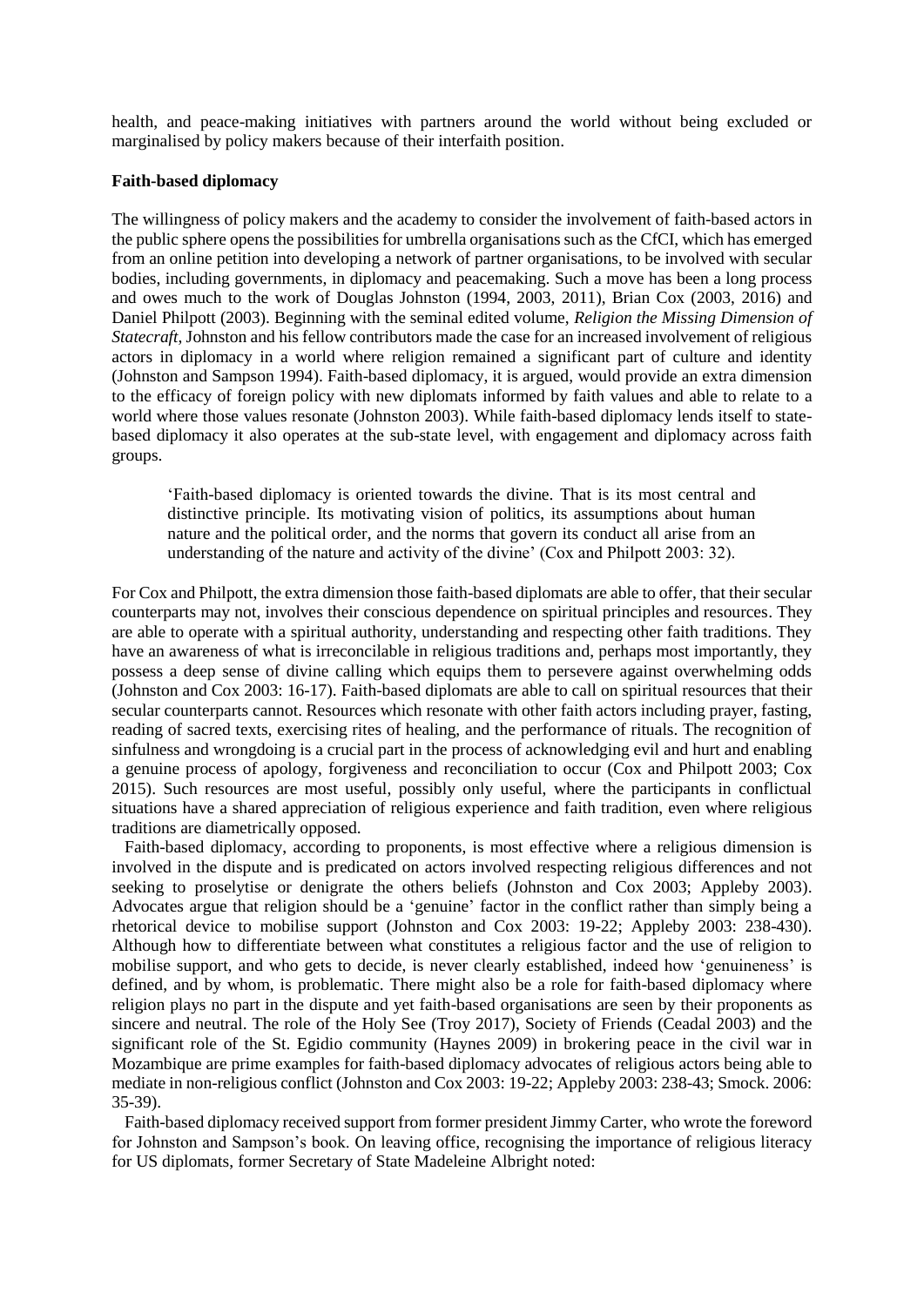health, and peace-making initiatives with partners around the world without being excluded or marginalised by policy makers because of their interfaith position.

**Faith-based diplomacy**

The willingness of policy makers and the academy to consider the involvement of faith-based actors in the public sphere opens the possibilities for umbrella organisations such as the CfCI, which has emerged from an online petition into developing a network of partner organisations, to be involved with secular bodies, including governments, in diplomacy and peacemaking. Such a move has been a long process and owes much to the work of Douglas Johnston (1994, 2003, 2011), Brian Cox (2003, 2016) and Daniel Philpott (2003). Beginning with the seminal edited volume, *Religion the Missing Dimension of Statecraft*, Johnston and his fellow contributors made the case for an increased involvement of religious actors in diplomacy in a world where religion remained a significant part of culture and identity (Johnston and Sampson 1994). Faith-based diplomacy, it is argued, would provide an extra dimension to the efficacy of foreign policy with new diplomats informed by faith values and able to relate to a world where those values resonate (Johnston 2003). While faith-based diplomacy lends itself to state-based diplomacy it also operates at the sub-state level, with engagement and diplomacy across faith groups.

> 'Faith-based diplomacy is oriented towards the divine. That is its most central and distinctive principle. Its motivating vision of politics, its assumptions about human nature and the political order, and the norms that govern its conduct all arise from an understanding of the nature and activity of the divine' (Cox and Philpott 2003: 32).

For Cox and Philpott, the extra dimension those faith-based diplomats are able to offer, that their secular counterparts may not, involves their conscious dependence on spiritual principles and resources. They are able to operate with a spiritual authority, understanding and respecting other faith traditions. They have an awareness of what is irreconcilable in religious traditions and, perhaps most importantly, they possess a deep sense of divine calling which equips them to persevere against overwhelming odds (Johnston and Cox 2003: 16-17). Faith-based diplomats are able to call on spiritual resources that their secular counterparts cannot. Resources which resonate with other faith actors including prayer, fasting, reading of sacred texts, exercising rites of healing, and the performance of rituals. The recognition of sinfulness and wrongdoing is a crucial part in the process of acknowledging evil and hurt and enabling a genuine process of apology, forgiveness and reconciliation to occur (Cox and Philpott 2003; Cox 2015). Such resources are most useful, possibly only useful, where the participants in conflictual situations have a shared appreciation of religious experience and faith tradition, even where religious traditions are diametrically opposed.

Faith-based diplomacy, according to proponents, is most effective where a religious dimension is involved in the dispute and is predicated on actors involved respecting religious differences and not seeking to proselytise or denigrate the others beliefs (Johnston and Cox 2003; Appleby 2003). Advocates argue that religion should be a 'genuine' factor in the conflict rather than simply being a rhetorical device to mobilise support (Johnston and Cox 2003: 19-22; Appleby 2003: 238-430). Although how to differentiate between what constitutes a religious factor and the use of religion to mobilise support, and who gets to decide, is never clearly established, indeed how 'genuineness' is defined, and by whom, is problematic. There might also be a role for faith-based diplomacy where religion plays no part in the dispute and yet faith-based organisations are seen by their proponents as sincere and neutral. The role of the Holy See (Troy 2017), Society of Friends (Ceadal 2003) and the significant role of the St. Egidio community (Haynes 2009) in brokering peace in the civil war in Mozambique are prime examples for faith-based diplomacy advocates of religious actors being able to mediate in non-religious conflict (Johnston and Cox 2003: 19-22; Appleby 2003: 238-43; Smock. 2006: 35-39).

Faith-based diplomacy received support from former president Jimmy Carter, who wrote the foreword for Johnston and Sampson's book. On leaving office, recognising the importance of religious literacy for US diplomats, former Secretary of State Madeleine Albright noted: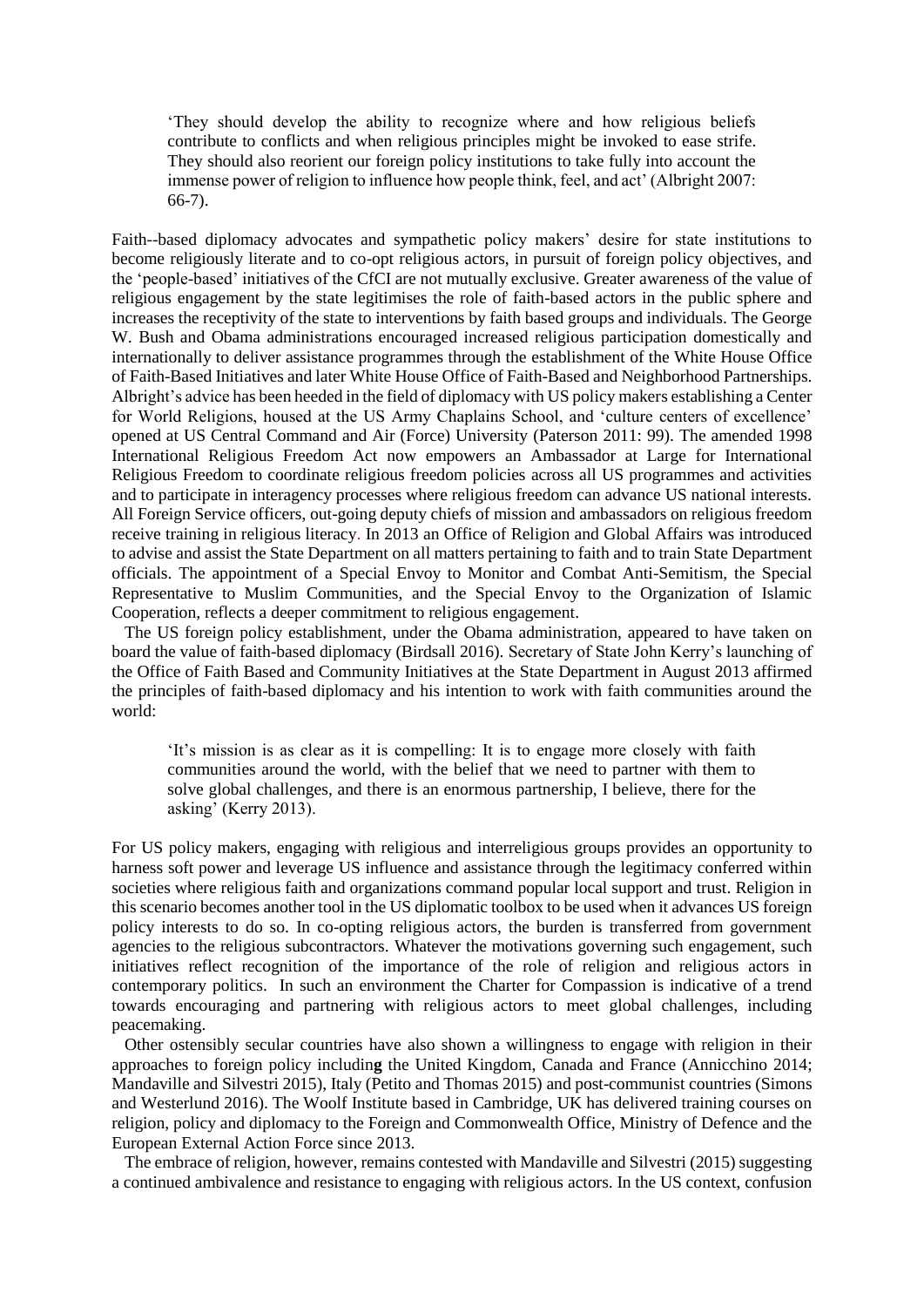> 'They should develop the ability to recognize where and how religious beliefs contribute to conflicts and when religious principles might be invoked to ease strife. They should also reorient our foreign policy institutions to take fully into account the immense power of religion to influence how people think, feel, and act' (Albright 2007: 66-7).

Faith--based diplomacy advocates and sympathetic policy makers' desire for state institutions to become religiously literate and to co-opt religious actors, in pursuit of foreign policy objectives, and the 'people-based' initiatives of the CfCI are not mutually exclusive. Greater awareness of the value of religious engagement by the state legitimises the role of faith-based actors in the public sphere and increases the receptivity of the state to interventions by faith based groups and individuals. The George W. Bush and Obama administrations encouraged increased religious participation domestically and internationally to deliver assistance programmes through the establishment of the White House Office of Faith-Based Initiatives and later White House Office of Faith-Based and Neighborhood Partnerships. Albright's advice has been heeded in the field of diplomacy with US policy makers establishing a Center for World Religions, housed at the US Army Chaplains School, and 'culture centers of excellence' opened at US Central Command and Air (Force) University (Paterson 2011: 99). The amended 1998 International Religious Freedom Act now empowers an Ambassador at Large for International Religious Freedom to coordinate religious freedom policies across all US programmes and activities and to participate in interagency processes where religious freedom can advance US national interests. All Foreign Service officers, out-going deputy chiefs of mission and ambassadors on religious freedom receive training in religious literacy. In 2013 an Office of Religion and Global Affairs was introduced to advise and assist the State Department on all matters pertaining to faith and to train State Department officials. The appointment of a Special Envoy to Monitor and Combat Anti-Semitism, the Special Representative to Muslim Communities, and the Special Envoy to the Organization of Islamic Cooperation, reflects a deeper commitment to religious engagement.

The US foreign policy establishment, under the Obama administration, appeared to have taken on board the value of faith-based diplomacy (Birdsall 2016). Secretary of State John Kerry's launching of the Office of Faith Based and Community Initiatives at the State Department in August 2013 affirmed the principles of faith-based diplomacy and his intention to work with faith communities around the world:

> 'It's mission is as clear as it is compelling: It is to engage more closely with faith communities around the world, with the belief that we need to partner with them to solve global challenges, and there is an enormous partnership, I believe, there for the asking' (Kerry 2013).

For US policy makers, engaging with religious and interreligious groups provides an opportunity to harness soft power and leverage US influence and assistance through the legitimacy conferred within societies where religious faith and organizations command popular local support and trust. Religion in this scenario becomes another tool in the US diplomatic toolbox to be used when it advances US foreign policy interests to do so. In co-opting religious actors, the burden is transferred from government agencies to the religious subcontractors. Whatever the motivations governing such engagement, such initiatives reflect recognition of the importance of the role of religion and religious actors in contemporary politics. In such an environment the Charter for Compassion is indicative of a trend towards encouraging and partnering with religious actors to meet global challenges, including peacemaking.

Other ostensibly secular countries have also shown a willingness to engage with religion in their approaches to foreign policy including the United Kingdom, Canada and France (Annicchino 2014; Mandaville and Silvestri 2015), Italy (Petito and Thomas 2015) and post-communist countries (Simons and Westerlund 2016). The Woolf Institute based in Cambridge, UK has delivered training courses on religion, policy and diplomacy to the Foreign and Commonwealth Office, Ministry of Defence and the European External Action Force since 2013.

The embrace of religion, however, remains contested with Mandaville and Silvestri (2015) suggesting a continued ambivalence and resistance to engaging with religious actors. In the US context, confusion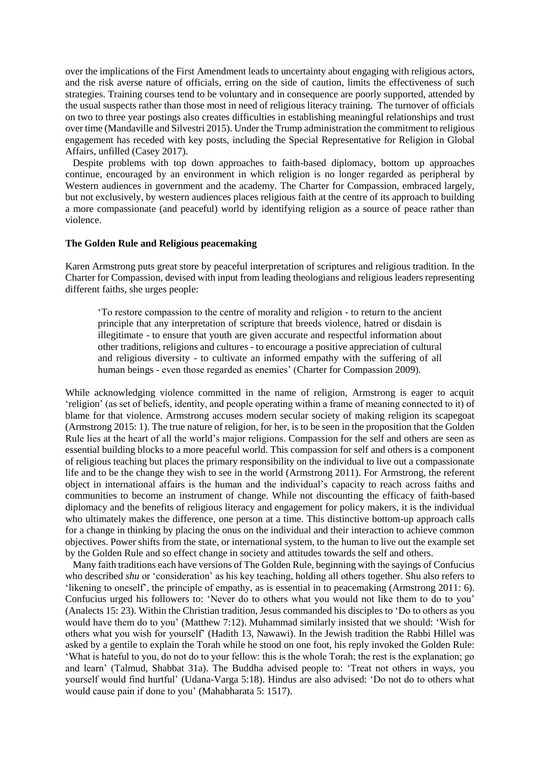over the implications of the First Amendment leads to uncertainty about engaging with religious actors, and the risk averse nature of officials, erring on the side of caution, limits the effectiveness of such strategies. Training courses tend to be voluntary and in consequence are poorly supported, attended by the usual suspects rather than those most in need of religious literacy training. The turnover of officials on two to three year postings also creates difficulties in establishing meaningful relationships and trust over time (Mandaville and Silvestri 2015). Under the Trump administration the commitment to religious engagement has receded with key posts, including the Special Representative for Religion in Global Affairs, unfilled (Casey 2017).

Despite problems with top down approaches to faith-based diplomacy, bottom up approaches continue, encouraged by an environment in which religion is no longer regarded as peripheral by Western audiences in government and the academy. The Charter for Compassion, embraced largely, but not exclusively, by western audiences places religious faith at the centre of its approach to building a more compassionate (and peaceful) world by identifying religion as a source of peace rather than violence.

**The Golden Rule and Religious peacemaking**

Karen Armstrong puts great store by peaceful interpretation of scriptures and religious tradition. In the Charter for Compassion, devised with input from leading theologians and religious leaders representing different faiths, she urges people:

> 'To restore compassion to the centre of morality and religion - to return to the ancient principle that any interpretation of scripture that breeds violence, hatred or disdain is illegitimate - to ensure that youth are given accurate and respectful information about other traditions, religions and cultures - to encourage a positive appreciation of cultural and religious diversity - to cultivate an informed empathy with the suffering of all human beings - even those regarded as enemies' (Charter for Compassion 2009).

While acknowledging violence committed in the name of religion, Armstrong is eager to acquit 'religion' (as set of beliefs, identity, and people operating within a frame of meaning connected to it) of blame for that violence. Armstrong accuses modern secular society of making religion its scapegoat (Armstrong 2015: 1). The true nature of religion, for her, is to be seen in the proposition that the Golden Rule lies at the heart of all the world's major religions. Compassion for the self and others are seen as essential building blocks to a more peaceful world. This compassion for self and others is a component of religious teaching but places the primary responsibility on the individual to live out a compassionate life and to be the change they wish to see in the world (Armstrong 2011). For Armstrong, the referent object in international affairs is the human and the individual's capacity to reach across faiths and communities to become an instrument of change. While not discounting the efficacy of faith-based diplomacy and the benefits of religious literacy and engagement for policy makers, it is the individual who ultimately makes the difference, one person at a time. This distinctive bottom-up approach calls for a change in thinking by placing the onus on the individual and their interaction to achieve common objectives. Power shifts from the state, or international system, to the human to live out the example set by the Golden Rule and so effect change in society and attitudes towards the self and others.

Many faith traditions each have versions of The Golden Rule, beginning with the sayings of Confucius who described *shu* or 'consideration' as his key teaching, holding all others together. Shu also refers to 'likening to oneself', the principle of empathy, as is essential in to peacemaking (Armstrong 2011: 6). Confucius urged his followers to: 'Never do to others what you would not like them to do to you' (Analects 15: 23). Within the Christian tradition, Jesus commanded his disciples to 'Do to others as you would have them do to you' (Matthew 7:12). Muhammad similarly insisted that we should: 'Wish for others what you wish for yourself' (Hadith 13, Nawawi). In the Jewish tradition the Rabbi Hillel was asked by a gentile to explain the Torah while he stood on one foot, his reply invoked the Golden Rule: 'What is hateful to you, do not do to your fellow: this is the whole Torah; the rest is the explanation; go and learn' (Talmud, Shabbat 31a). The Buddha advised people to: 'Treat not others in ways, you yourself would find hurtful' (Udana-Varga 5:18). Hindus are also advised: 'Do not do to others what would cause pain if done to you' (Mahabharata 5: 1517).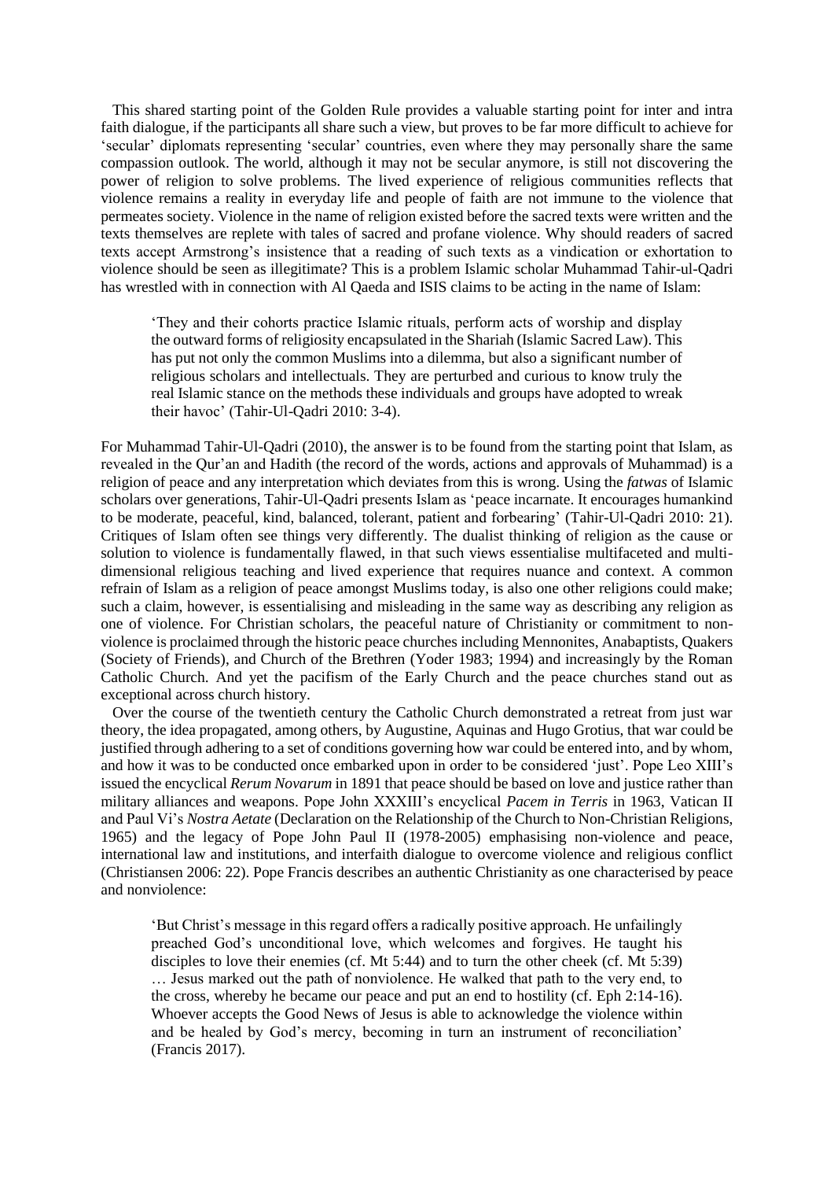This shared starting point of the Golden Rule provides a valuable starting point for inter and intra faith dialogue, if the participants all share such a view, but proves to be far more difficult to achieve for 'secular' diplomats representing 'secular' countries, even where they may personally share the same compassion outlook. The world, although it may not be secular anymore, is still not discovering the power of religion to solve problems. The lived experience of religious communities reflects that violence remains a reality in everyday life and people of faith are not immune to the violence that permeates society. Violence in the name of religion existed before the sacred texts were written and the texts themselves are replete with tales of sacred and profane violence. Why should readers of sacred texts accept Armstrong's insistence that a reading of such texts as a vindication or exhortation to violence should be seen as illegitimate? This is a problem Islamic scholar Muhammad Tahir-ul-Qadri has wrestled with in connection with Al Qaeda and ISIS claims to be acting in the name of Islam:

> 'They and their cohorts practice Islamic rituals, perform acts of worship and display the outward forms of religiosity encapsulated in the Shariah (Islamic Sacred Law). This has put not only the common Muslims into a dilemma, but also a significant number of religious scholars and intellectuals. They are perturbed and curious to know truly the real Islamic stance on the methods these individuals and groups have adopted to wreak their havoc' (Tahir-Ul-Qadri 2010: 3-4).

For Muhammad Tahir-Ul-Qadri (2010), the answer is to be found from the starting point that Islam, as revealed in the Qur'an and Hadith (the record of the words, actions and approvals of Muhammad) is a religion of peace and any interpretation which deviates from this is wrong. Using the *fatwas* of Islamic scholars over generations, Tahir-Ul-Qadri presents Islam as 'peace incarnate. It encourages humankind to be moderate, peaceful, kind, balanced, tolerant, patient and forbearing' (Tahir-Ul-Qadri 2010: 21). Critiques of Islam often see things very differently. The dualist thinking of religion as the cause or solution to violence is fundamentally flawed, in that such views essentialise multifaceted and multi-dimensional religious teaching and lived experience that requires nuance and context. A common refrain of Islam as a religion of peace amongst Muslims today, is also one other religions could make; such a claim, however, is essentialising and misleading in the same way as describing any religion as one of violence. For Christian scholars, the peaceful nature of Christianity or commitment to non-violence is proclaimed through the historic peace churches including Mennonites, Anabaptists, Quakers (Society of Friends), and Church of the Brethren (Yoder 1983; 1994) and increasingly by the Roman Catholic Church. And yet the pacifism of the Early Church and the peace churches stand out as exceptional across church history.

Over the course of the twentieth century the Catholic Church demonstrated a retreat from just war theory, the idea propagated, among others, by Augustine, Aquinas and Hugo Grotius, that war could be justified through adhering to a set of conditions governing how war could be entered into, and by whom, and how it was to be conducted once embarked upon in order to be considered 'just'. Pope Leo XIII's issued the encyclical *Rerum Novarum* in 1891 that peace should be based on love and justice rather than military alliances and weapons. Pope John XXXIII's encyclical *Pacem in Terris* in 1963, Vatican II and Paul Vi's *Nostra Aetate* (Declaration on the Relationship of the Church to Non-Christian Religions, 1965) and the legacy of Pope John Paul II (1978-2005) emphasising non-violence and peace, international law and institutions, and interfaith dialogue to overcome violence and religious conflict (Christiansen 2006: 22). Pope Francis describes an authentic Christianity as one characterised by peace and nonviolence:

> 'But Christ's message in this regard offers a radically positive approach. He unfailingly preached God's unconditional love, which welcomes and forgives. He taught his disciples to love their enemies (cf. Mt 5:44) and to turn the other cheek (cf. Mt 5:39) … Jesus marked out the path of nonviolence. He walked that path to the very end, to the cross, whereby he became our peace and put an end to hostility (cf. Eph 2:14-16). Whoever accepts the Good News of Jesus is able to acknowledge the violence within and be healed by God's mercy, becoming in turn an instrument of reconciliation' (Francis 2017).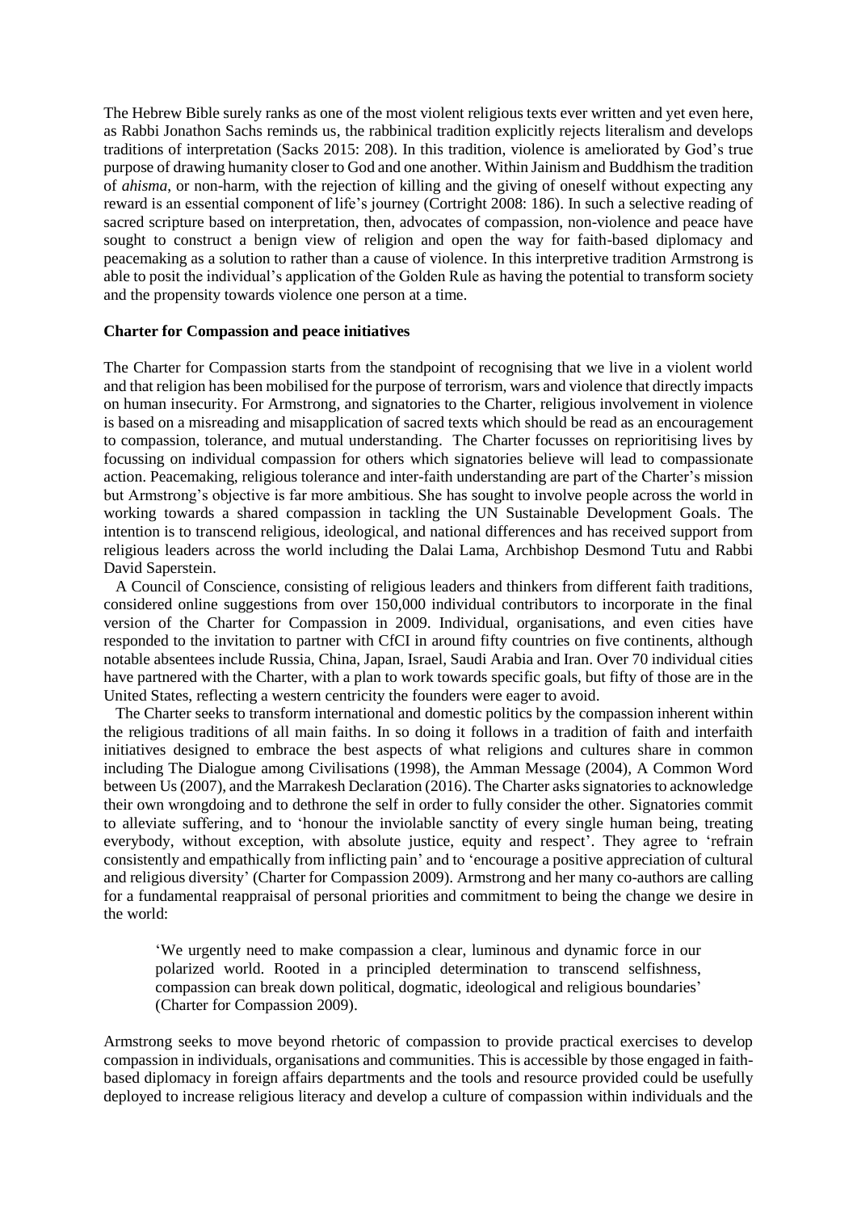The Hebrew Bible surely ranks as one of the most violent religious texts ever written and yet even here, as Rabbi Jonathon Sachs reminds us, the rabbinical tradition explicitly rejects literalism and develops traditions of interpretation (Sacks 2015: 208). In this tradition, violence is ameliorated by God's true purpose of drawing humanity closer to God and one another. Within Jainism and Buddhism the tradition of *ahisma*, or non-harm, with the rejection of killing and the giving of oneself without expecting any reward is an essential component of life's journey (Cortright 2008: 186). In such a selective reading of sacred scripture based on interpretation, then, advocates of compassion, non-violence and peace have sought to construct a benign view of religion and open the way for faith-based diplomacy and peacemaking as a solution to rather than a cause of violence. In this interpretive tradition Armstrong is able to posit the individual's application of the Golden Rule as having the potential to transform society and the propensity towards violence one person at a time.

**Charter for Compassion and peace initiatives**

The Charter for Compassion starts from the standpoint of recognising that we live in a violent world and that religion has been mobilised for the purpose of terrorism, wars and violence that directly impacts on human insecurity. For Armstrong, and signatories to the Charter, religious involvement in violence is based on a misreading and misapplication of sacred texts which should be read as an encouragement to compassion, tolerance, and mutual understanding. The Charter focusses on reprioritising lives by focussing on individual compassion for others which signatories believe will lead to compassionate action. Peacemaking, religious tolerance and inter-faith understanding are part of the Charter's mission but Armstrong's objective is far more ambitious. She has sought to involve people across the world in working towards a shared compassion in tackling the UN Sustainable Development Goals. The intention is to transcend religious, ideological, and national differences and has received support from religious leaders across the world including the Dalai Lama, Archbishop Desmond Tutu and Rabbi David Saperstein.

A Council of Conscience, consisting of religious leaders and thinkers from different faith traditions, considered online suggestions from over 150,000 individual contributors to incorporate in the final version of the Charter for Compassion in 2009. Individual, organisations, and even cities have responded to the invitation to partner with CfCI in around fifty countries on five continents, although notable absentees include Russia, China, Japan, Israel, Saudi Arabia and Iran. Over 70 individual cities have partnered with the Charter, with a plan to work towards specific goals, but fifty of those are in the United States, reflecting a western centricity the founders were eager to avoid.

The Charter seeks to transform international and domestic politics by the compassion inherent within the religious traditions of all main faiths. In so doing it follows in a tradition of faith and interfaith initiatives designed to embrace the best aspects of what religions and cultures share in common including The Dialogue among Civilisations (1998), the Amman Message (2004), A Common Word between Us (2007), and the Marrakesh Declaration (2016). The Charter asks signatories to acknowledge their own wrongdoing and to dethrone the self in order to fully consider the other. Signatories commit to alleviate suffering, and to 'honour the inviolable sanctity of every single human being, treating everybody, without exception, with absolute justice, equity and respect'. They agree to 'refrain consistently and empathically from inflicting pain' and to 'encourage a positive appreciation of cultural and religious diversity' (Charter for Compassion 2009). Armstrong and her many co-authors are calling for a fundamental reappraisal of personal priorities and commitment to being the change we desire in the world:

> 'We urgently need to make compassion a clear, luminous and dynamic force in our polarized world. Rooted in a principled determination to transcend selfishness, compassion can break down political, dogmatic, ideological and religious boundaries' (Charter for Compassion 2009).

Armstrong seeks to move beyond rhetoric of compassion to provide practical exercises to develop compassion in individuals, organisations and communities. This is accessible by those engaged in faith-based diplomacy in foreign affairs departments and the tools and resource provided could be usefully deployed to increase religious literacy and develop a culture of compassion within individuals and the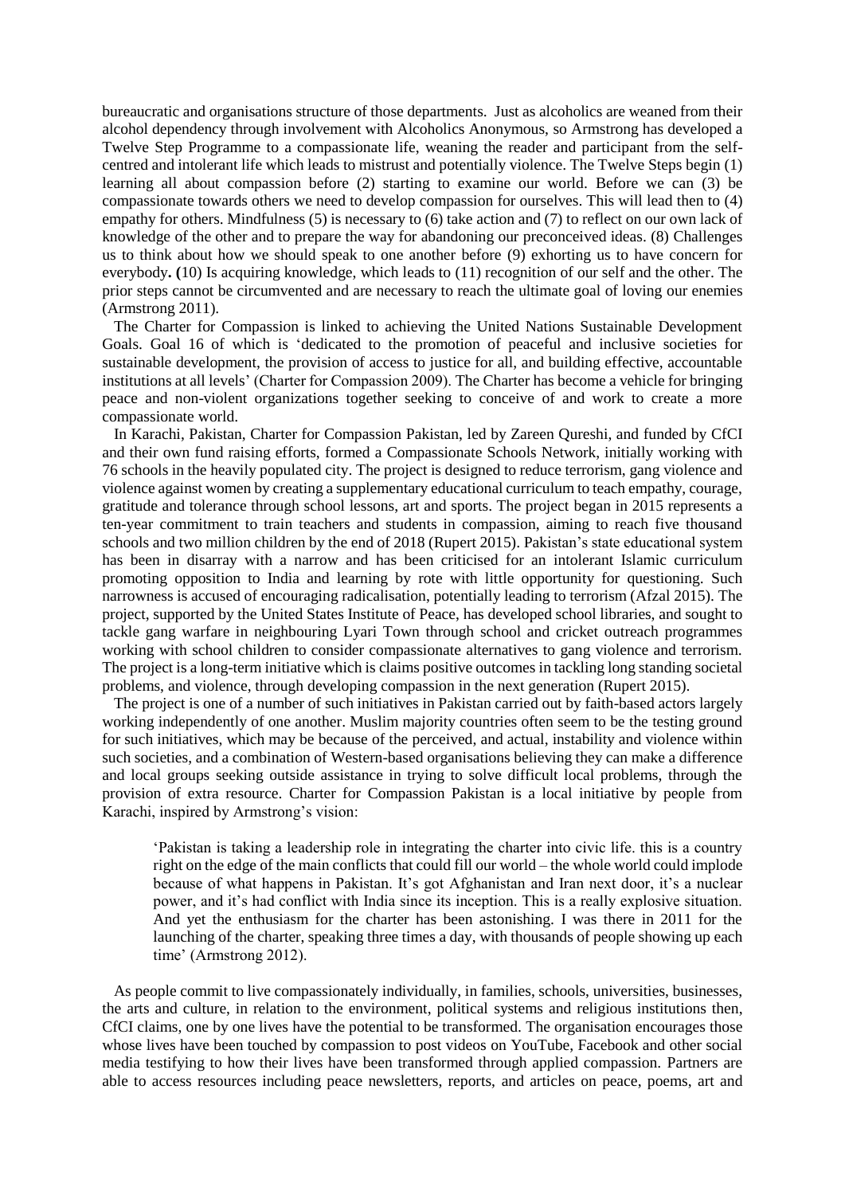bureaucratic and organisations structure of those departments. Just as alcoholics are weaned from their alcohol dependency through involvement with Alcoholics Anonymous, so Armstrong has developed a Twelve Step Programme to a compassionate life, weaning the reader and participant from the self-centred and intolerant life which leads to mistrust and potentially violence. The Twelve Steps begin (1) learning all about compassion before (2) starting to examine our world. Before we can (3) be compassionate towards others we need to develop compassion for ourselves. This will lead then to (4) empathy for others. Mindfulness (5) is necessary to (6) take action and (7) to reflect on our own lack of knowledge of the other and to prepare the way for abandoning our preconceived ideas. (8) Challenges us to think about how we should speak to one another before (9) exhorting us to have concern for everybody**. (**10) Is acquiring knowledge, which leads to (11) recognition of our self and the other. The prior steps cannot be circumvented and are necessary to reach the ultimate goal of loving our enemies (Armstrong 2011).

The Charter for Compassion is linked to achieving the United Nations Sustainable Development Goals. Goal 16 of which is 'dedicated to the promotion of peaceful and inclusive societies for sustainable development, the provision of access to justice for all, and building effective, accountable institutions at all levels' (Charter for Compassion 2009). The Charter has become a vehicle for bringing peace and non-violent organizations together seeking to conceive of and work to create a more compassionate world.

In Karachi, Pakistan, Charter for Compassion Pakistan, led by Zareen Qureshi, and funded by CfCI and their own fund raising efforts, formed a Compassionate Schools Network, initially working with 76 schools in the heavily populated city. The project is designed to reduce terrorism, gang violence and violence against women by creating a supplementary educational curriculum to teach empathy, courage, gratitude and tolerance through school lessons, art and sports. The project began in 2015 represents a ten-year commitment to train teachers and students in compassion, aiming to reach five thousand schools and two million children by the end of 2018 (Rupert 2015). Pakistan's state educational system has been in disarray with a narrow and has been criticised for an intolerant Islamic curriculum promoting opposition to India and learning by rote with little opportunity for questioning. Such narrowness is accused of encouraging radicalisation, potentially leading to terrorism (Afzal 2015). The project, supported by the United States Institute of Peace, has developed school libraries, and sought to tackle gang warfare in neighbouring Lyari Town through school and cricket outreach programmes working with school children to consider compassionate alternatives to gang violence and terrorism. The project is a long-term initiative which is claims positive outcomes in tackling long standing societal problems, and violence, through developing compassion in the next generation (Rupert 2015).

The project is one of a number of such initiatives in Pakistan carried out by faith-based actors largely working independently of one another. Muslim majority countries often seem to be the testing ground for such initiatives, which may be because of the perceived, and actual, instability and violence within such societies, and a combination of Western-based organisations believing they can make a difference and local groups seeking outside assistance in trying to solve difficult local problems, through the provision of extra resource. Charter for Compassion Pakistan is a local initiative by people from Karachi, inspired by Armstrong's vision:

> 'Pakistan is taking a leadership role in integrating the charter into civic life. this is a country right on the edge of the main conflicts that could fill our world – the whole world could implode because of what happens in Pakistan. It's got Afghanistan and Iran next door, it's a nuclear power, and it's had conflict with India since its inception. This is a really explosive situation. And yet the enthusiasm for the charter has been astonishing. I was there in 2011 for the launching of the charter, speaking three times a day, with thousands of people showing up each time' (Armstrong 2012).

As people commit to live compassionately individually, in families, schools, universities, businesses, the arts and culture, in relation to the environment, political systems and religious institutions then, CfCI claims, one by one lives have the potential to be transformed. The organisation encourages those whose lives have been touched by compassion to post videos on YouTube, Facebook and other social media testifying to how their lives have been transformed through applied compassion. Partners are able to access resources including peace newsletters, reports, and articles on peace, poems, art and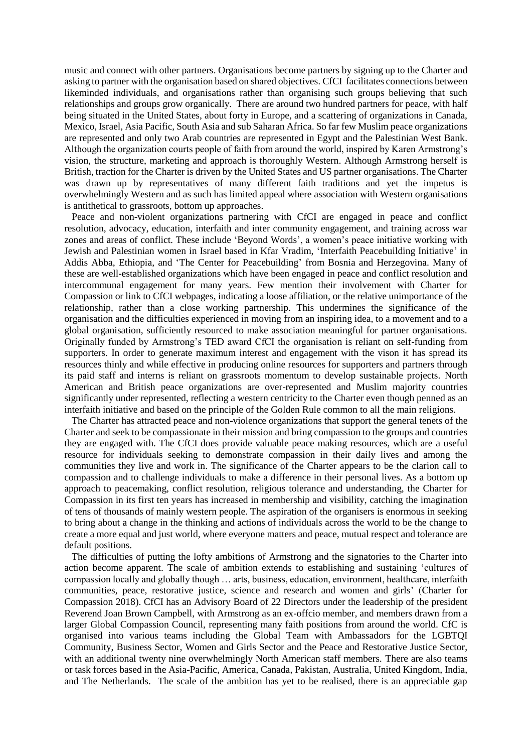music and connect with other partners. Organisations become partners by signing up to the Charter and asking to partner with the organisation based on shared objectives. CfCI facilitates connections between likeminded individuals, and organisations rather than organising such groups believing that such relationships and groups grow organically. There are around two hundred partners for peace, with half being situated in the United States, about forty in Europe, and a scattering of organizations in Canada, Mexico, Israel, Asia Pacific, South Asia and sub Saharan Africa. So far few Muslim peace organizations are represented and only two Arab countries are represented in Egypt and the Palestinian West Bank. Although the organization courts people of faith from around the world, inspired by Karen Armstrong's vision, the structure, marketing and approach is thoroughly Western. Although Armstrong herself is British, traction for the Charter is driven by the United States and US partner organisations. The Charter was drawn up by representatives of many different faith traditions and yet the impetus is overwhelmingly Western and as such has limited appeal where association with Western organisations is antithetical to grassroots, bottom up approaches.

Peace and non-violent organizations partnering with CfCI are engaged in peace and conflict resolution, advocacy, education, interfaith and inter community engagement, and training across war zones and areas of conflict. These include 'Beyond Words', a women's peace initiative working with Jewish and Palestinian women in Israel based in Kfar Vradim, 'Interfaith Peacebuilding Initiative' in Addis Abba, Ethiopia, and 'The Center for Peacebuilding' from Bosnia and Herzegovina. Many of these are well-established organizations which have been engaged in peace and conflict resolution and intercommunal engagement for many years. Few mention their involvement with Charter for Compassion or link to CfCI webpages, indicating a loose affiliation, or the relative unimportance of the relationship, rather than a close working partnership. This undermines the significance of the organisation and the difficulties experienced in moving from an inspiring idea, to a movement and to a global organisation, sufficiently resourced to make association meaningful for partner organisations. Originally funded by Armstrong's TED award CfCI the organisation is reliant on self-funding from supporters. In order to generate maximum interest and engagement with the vison it has spread its resources thinly and while effective in producing online resources for supporters and partners through its paid staff and interns is reliant on grassroots momentum to develop sustainable projects. North American and British peace organizations are over-represented and Muslim majority countries significantly under represented, reflecting a western centricity to the Charter even though penned as an interfaith initiative and based on the principle of the Golden Rule common to all the main religions.

The Charter has attracted peace and non-violence organizations that support the general tenets of the Charter and seek to be compassionate in their mission and bring compassion to the groups and countries they are engaged with. The CfCI does provide valuable peace making resources, which are a useful resource for individuals seeking to demonstrate compassion in their daily lives and among the communities they live and work in. The significance of the Charter appears to be the clarion call to compassion and to challenge individuals to make a difference in their personal lives. As a bottom up approach to peacemaking, conflict resolution, religious tolerance and understanding, the Charter for Compassion in its first ten years has increased in membership and visibility, catching the imagination of tens of thousands of mainly western people. The aspiration of the organisers is enormous in seeking to bring about a change in the thinking and actions of individuals across the world to be the change to create a more equal and just world, where everyone matters and peace, mutual respect and tolerance are default positions.

The difficulties of putting the lofty ambitions of Armstrong and the signatories to the Charter into action become apparent. The scale of ambition extends to establishing and sustaining 'cultures of compassion locally and globally though … arts, business, education, environment, healthcare, interfaith communities, peace, restorative justice, science and research and women and girls' (Charter for Compassion 2018). CfCI has an Advisory Board of 22 Directors under the leadership of the president Reverend Joan Brown Campbell, with Armstrong as an ex-offcio member, and members drawn from a larger Global Compassion Council, representing many faith positions from around the world. CfC is organised into various teams including the Global Team with Ambassadors for the LGBTQI Community, Business Sector, Women and Girls Sector and the Peace and Restorative Justice Sector, with an additional twenty nine overwhelmingly North American staff members. There are also teams or task forces based in the Asia-Pacific, America, Canada, Pakistan, Australia, United Kingdom, India, and The Netherlands. The scale of the ambition has yet to be realised, there is an appreciable gap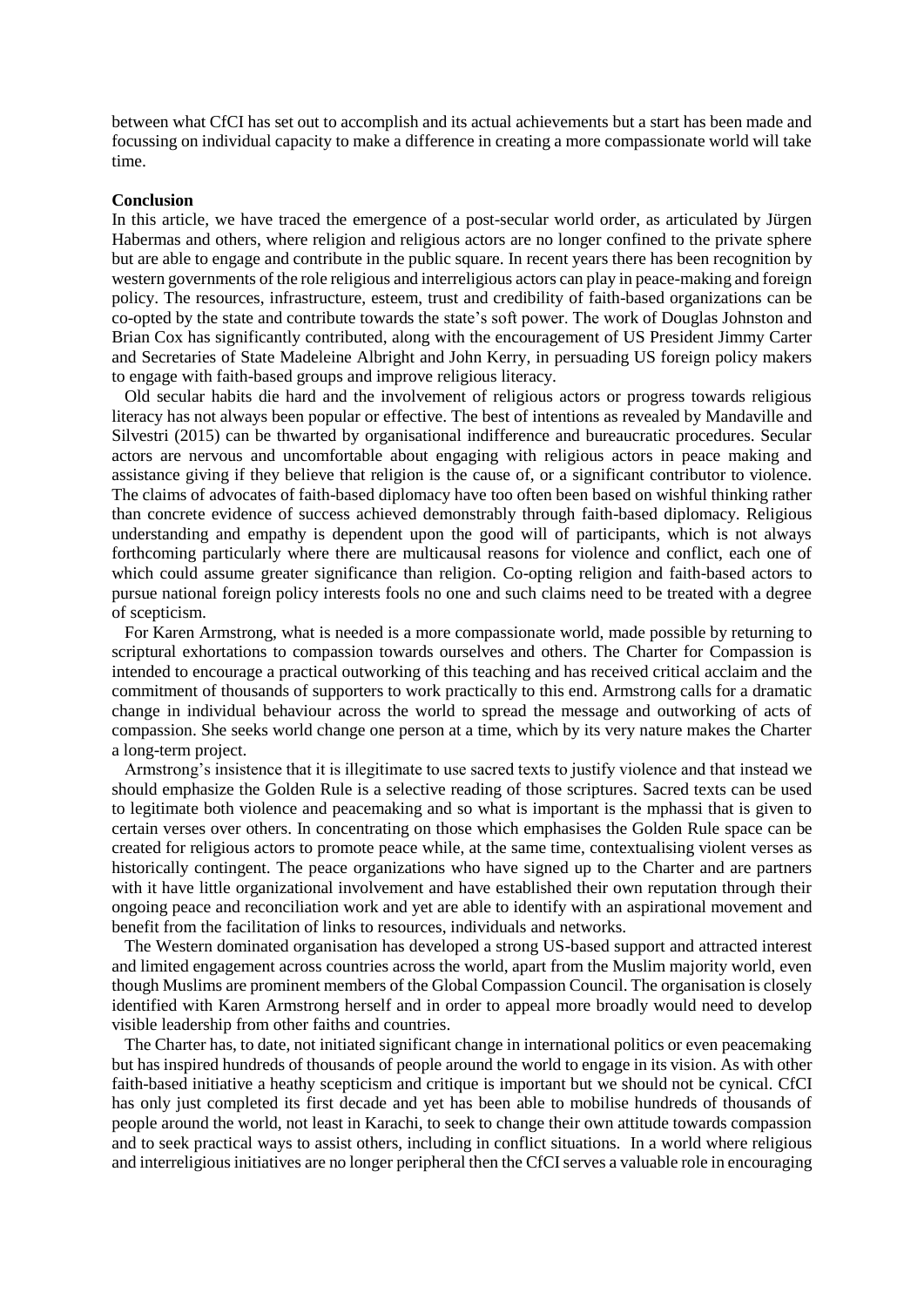between what CfCI has set out to accomplish and its actual achievements but a start has been made and focussing on individual capacity to make a difference in creating a more compassionate world will take time.

**Conclusion**

In this article, we have traced the emergence of a post-secular world order, as articulated by Jürgen Habermas and others, where religion and religious actors are no longer confined to the private sphere but are able to engage and contribute in the public square. In recent years there has been recognition by western governments of the role religious and interreligious actors can play in peace-making and foreign policy. The resources, infrastructure, esteem, trust and credibility of faith-based organizations can be co-opted by the state and contribute towards the state's soft power. The work of Douglas Johnston and Brian Cox has significantly contributed, along with the encouragement of US President Jimmy Carter and Secretaries of State Madeleine Albright and John Kerry, in persuading US foreign policy makers to engage with faith-based groups and improve religious literacy.

Old secular habits die hard and the involvement of religious actors or progress towards religious literacy has not always been popular or effective. The best of intentions as revealed by Mandaville and Silvestri (2015) can be thwarted by organisational indifference and bureaucratic procedures. Secular actors are nervous and uncomfortable about engaging with religious actors in peace making and assistance giving if they believe that religion is the cause of, or a significant contributor to violence. The claims of advocates of faith-based diplomacy have too often been based on wishful thinking rather than concrete evidence of success achieved demonstrably through faith-based diplomacy. Religious understanding and empathy is dependent upon the good will of participants, which is not always forthcoming particularly where there are multicausal reasons for violence and conflict, each one of which could assume greater significance than religion. Co-opting religion and faith-based actors to pursue national foreign policy interests fools no one and such claims need to be treated with a degree of scepticism.

For Karen Armstrong, what is needed is a more compassionate world, made possible by returning to scriptural exhortations to compassion towards ourselves and others. The Charter for Compassion is intended to encourage a practical outworking of this teaching and has received critical acclaim and the commitment of thousands of supporters to work practically to this end. Armstrong calls for a dramatic change in individual behaviour across the world to spread the message and outworking of acts of compassion. She seeks world change one person at a time, which by its very nature makes the Charter a long-term project.

Armstrong's insistence that it is illegitimate to use sacred texts to justify violence and that instead we should emphasize the Golden Rule is a selective reading of those scriptures. Sacred texts can be used to legitimate both violence and peacemaking and so what is important is the mphassi that is given to certain verses over others. In concentrating on those which emphasises the Golden Rule space can be created for religious actors to promote peace while, at the same time, contextualising violent verses as historically contingent. The peace organizations who have signed up to the Charter and are partners with it have little organizational involvement and have established their own reputation through their ongoing peace and reconciliation work and yet are able to identify with an aspirational movement and benefit from the facilitation of links to resources, individuals and networks.

The Western dominated organisation has developed a strong US-based support and attracted interest and limited engagement across countries across the world, apart from the Muslim majority world, even though Muslims are prominent members of the Global Compassion Council. The organisation is closely identified with Karen Armstrong herself and in order to appeal more broadly would need to develop visible leadership from other faiths and countries.

The Charter has, to date, not initiated significant change in international politics or even peacemaking but has inspired hundreds of thousands of people around the world to engage in its vision. As with other faith-based initiative a heathy scepticism and critique is important but we should not be cynical. CfCI has only just completed its first decade and yet has been able to mobilise hundreds of thousands of people around the world, not least in Karachi, to seek to change their own attitude towards compassion and to seek practical ways to assist others, including in conflict situations. In a world where religious and interreligious initiatives are no longer peripheral then the CfCI serves a valuable role in encouraging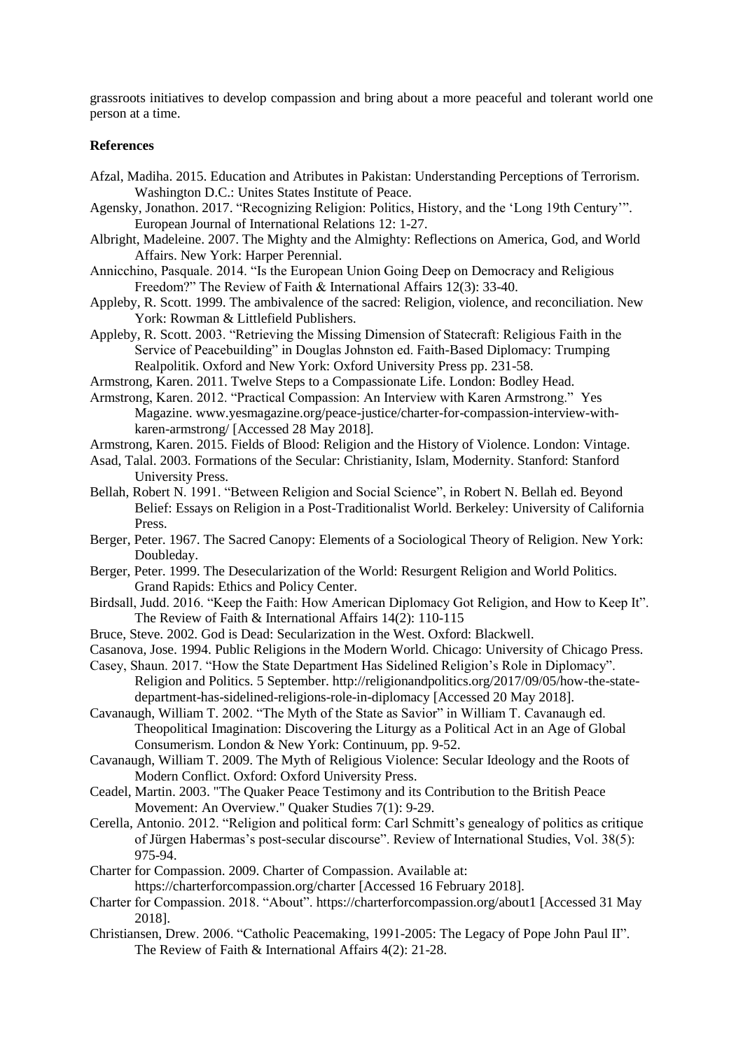grassroots initiatives to develop compassion and bring about a more peaceful and tolerant world one person at a time.

**References**

Afzal, Madiha. 2015. Education and Atributes in Pakistan: Understanding Perceptions of Terrorism. Washington D.C.: Unites States Institute of Peace.

Agensky, Jonathon. 2017. "Recognizing Religion: Politics, History, and the 'Long 19th Century'". European Journal of International Relations 12: 1-27.

Albright, Madeleine. 2007. The Mighty and the Almighty: Reflections on America, God, and World Affairs. New York: Harper Perennial.

Annicchino, Pasquale. 2014. "Is the European Union Going Deep on Democracy and Religious Freedom?" The Review of Faith & International Affairs 12(3): 33-40.

Appleby, R. Scott. 1999. The ambivalence of the sacred: Religion, violence, and reconciliation. New York: Rowman & Littlefield Publishers.

Appleby, R. Scott. 2003. "Retrieving the Missing Dimension of Statecraft: Religious Faith in the Service of Peacebuilding" in Douglas Johnston ed. Faith-Based Diplomacy: Trumping Realpolitik. Oxford and New York: Oxford University Press pp. 231-58.

Armstrong, Karen. 2011. Twelve Steps to a Compassionate Life. London: Bodley Head.

Armstrong, Karen. 2012. "Practical Compassion: An Interview with Karen Armstrong." Yes Magazine. www.yesmagazine.org/peace-justice/charter-for-compassion-interview-with-karen-armstrong/ [Accessed 28 May 2018].

Armstrong, Karen. 2015. Fields of Blood: Religion and the History of Violence. London: Vintage.

Asad, Talal. 2003. Formations of the Secular: Christianity, Islam, Modernity. Stanford: Stanford University Press.

Bellah, Robert N. 1991. "Between Religion and Social Science", in Robert N. Bellah ed. Beyond Belief: Essays on Religion in a Post-Traditionalist World. Berkeley: University of California Press.

Berger, Peter. 1967. The Sacred Canopy: Elements of a Sociological Theory of Religion. New York: Doubleday.

Berger, Peter. 1999. The Desecularization of the World: Resurgent Religion and World Politics. Grand Rapids: Ethics and Policy Center.

Birdsall, Judd. 2016. "Keep the Faith: How American Diplomacy Got Religion, and How to Keep It". The Review of Faith & International Affairs 14(2): 110-115

Bruce, Steve. 2002. God is Dead: Secularization in the West. Oxford: Blackwell.

Casanova, Jose. 1994. Public Religions in the Modern World. Chicago: University of Chicago Press.

Casey, Shaun. 2017. "How the State Department Has Sidelined Religion's Role in Diplomacy". Religion and Politics. 5 September. http://religionandpolitics.org/2017/09/05/how-the-state-department-has-sidelined-religions-role-in-diplomacy [Accessed 20 May 2018].

Cavanaugh, William T. 2002. "The Myth of the State as Savior" in William T. Cavanaugh ed. Theopolitical Imagination: Discovering the Liturgy as a Political Act in an Age of Global Consumerism. London & New York: Continuum, pp. 9-52.

Cavanaugh, William T. 2009. The Myth of Religious Violence: Secular Ideology and the Roots of Modern Conflict. Oxford: Oxford University Press.

Ceadel, Martin. 2003. "The Quaker Peace Testimony and its Contribution to the British Peace Movement: An Overview." Quaker Studies 7(1): 9-29.

Cerella, Antonio. 2012. "Religion and political form: Carl Schmitt's genealogy of politics as critique of Jürgen Habermas's post-secular discourse". Review of International Studies, Vol. 38(5): 975-94.

Charter for Compassion. 2009. Charter of Compassion. Available at: https://charterforcompassion.org/charter [Accessed 16 February 2018].

Charter for Compassion. 2018. "About". https://charterforcompassion.org/about1 [Accessed 31 May 2018].

Christiansen, Drew. 2006. "Catholic Peacemaking, 1991-2005: The Legacy of Pope John Paul II". The Review of Faith & International Affairs 4(2): 21-28.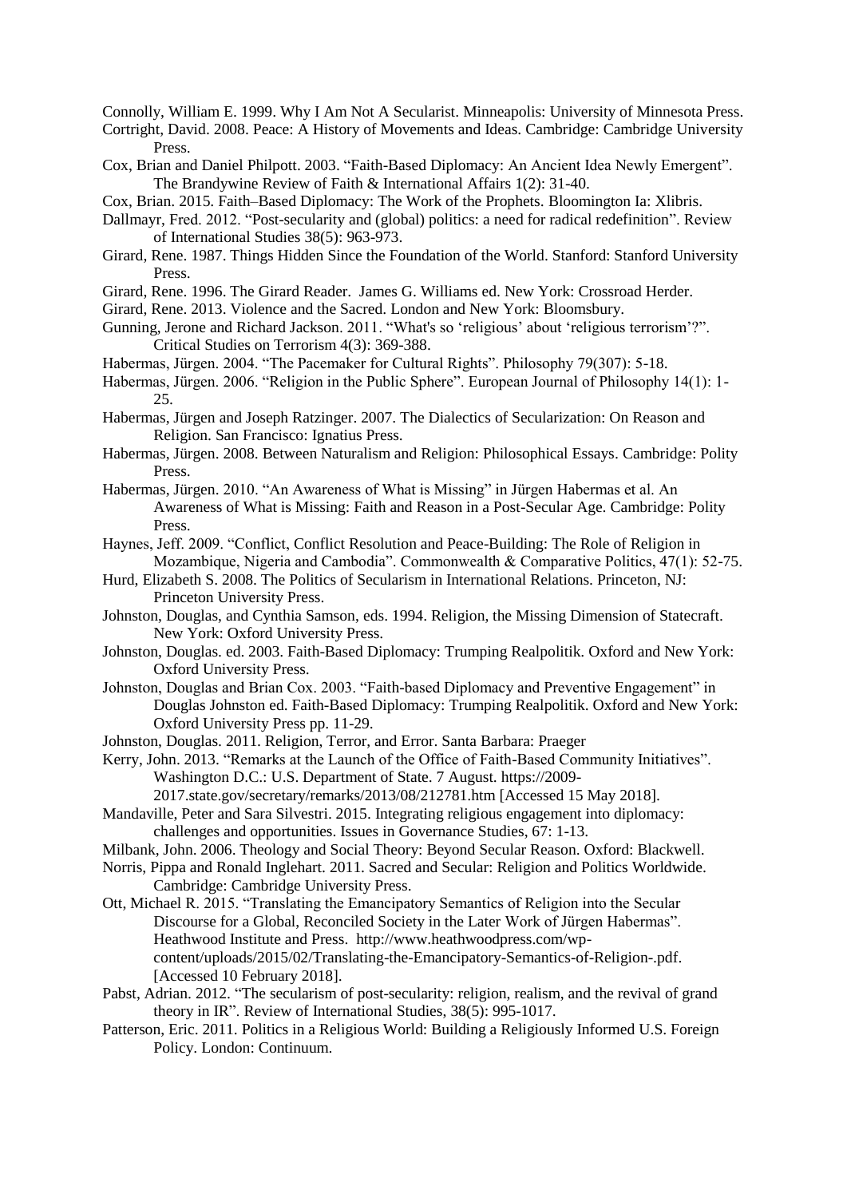Connolly, William E. 1999. Why I Am Not A Secularist. Minneapolis: University of Minnesota Press.

Cortright, David. 2008. Peace: A History of Movements and Ideas. Cambridge: Cambridge University Press.

Cox, Brian and Daniel Philpott. 2003. "Faith-Based Diplomacy: An Ancient Idea Newly Emergent". The Brandywine Review of Faith & International Affairs 1(2): 31-40.

Cox, Brian. 2015. Faith–Based Diplomacy: The Work of the Prophets. Bloomington Ia: Xlibris.

Dallmayr, Fred. 2012. "Post-secularity and (global) politics: a need for radical redefinition". Review of International Studies 38(5): 963-973.

Girard, Rene. 1987. Things Hidden Since the Foundation of the World. Stanford: Stanford University Press.

Girard, Rene. 1996. The Girard Reader. James G. Williams ed. New York: Crossroad Herder.

Girard, Rene. 2013. Violence and the Sacred. London and New York: Bloomsbury.

Gunning, Jerone and Richard Jackson. 2011. "What's so 'religious' about 'religious terrorism'?". Critical Studies on Terrorism 4(3): 369-388.

Habermas, Jürgen. 2004. "The Pacemaker for Cultural Rights". Philosophy 79(307): 5-18.

Habermas, Jürgen. 2006. "Religion in the Public Sphere". European Journal of Philosophy 14(1): 1-25.

Habermas, Jürgen and Joseph Ratzinger. 2007. The Dialectics of Secularization: On Reason and Religion. San Francisco: Ignatius Press.

Habermas, Jürgen. 2008. Between Naturalism and Religion: Philosophical Essays. Cambridge: Polity Press.

Habermas, Jürgen. 2010. "An Awareness of What is Missing" in Jürgen Habermas et al. An Awareness of What is Missing: Faith and Reason in a Post-Secular Age. Cambridge: Polity Press.

Haynes, Jeff. 2009. "Conflict, Conflict Resolution and Peace-Building: The Role of Religion in Mozambique, Nigeria and Cambodia". Commonwealth & Comparative Politics, 47(1): 52-75.

Hurd, Elizabeth S. 2008. The Politics of Secularism in International Relations. Princeton, NJ: Princeton University Press.

Johnston, Douglas, and Cynthia Samson, eds. 1994. Religion, the Missing Dimension of Statecraft. New York: Oxford University Press.

Johnston, Douglas. ed. 2003. Faith-Based Diplomacy: Trumping Realpolitik. Oxford and New York: Oxford University Press.

Johnston, Douglas and Brian Cox. 2003. "Faith-based Diplomacy and Preventive Engagement" in Douglas Johnston ed. Faith-Based Diplomacy: Trumping Realpolitik. Oxford and New York: Oxford University Press pp. 11-29.

Johnston, Douglas. 2011. Religion, Terror, and Error. Santa Barbara: Praeger

Kerry, John. 2013. "Remarks at the Launch of the Office of Faith-Based Community Initiatives". Washington D.C.: U.S. Department of State. 7 August. https://2009-2017.state.gov/secretary/remarks/2013/08/212781.htm [Accessed 15 May 2018].

Mandaville, Peter and Sara Silvestri. 2015. Integrating religious engagement into diplomacy: challenges and opportunities. Issues in Governance Studies, 67: 1-13.

Milbank, John. 2006. Theology and Social Theory: Beyond Secular Reason. Oxford: Blackwell.

Norris, Pippa and Ronald Inglehart. 2011. Sacred and Secular: Religion and Politics Worldwide. Cambridge: Cambridge University Press.

Ott, Michael R. 2015. "Translating the Emancipatory Semantics of Religion into the Secular Discourse for a Global, Reconciled Society in the Later Work of Jürgen Habermas". Heathwood Institute and Press. http://www.heathwoodpress.com/wp-content/uploads/2015/02/Translating-the-Emancipatory-Semantics-of-Religion-.pdf. [Accessed 10 February 2018].

Pabst, Adrian. 2012. "The secularism of post-secularity: religion, realism, and the revival of grand theory in IR". Review of International Studies, 38(5): 995-1017.

Patterson, Eric. 2011. Politics in a Religious World: Building a Religiously Informed U.S. Foreign Policy. London: Continuum.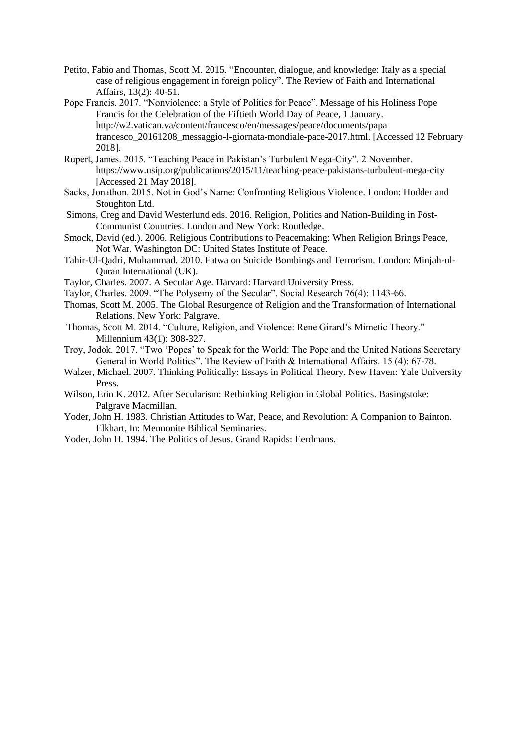Petito, Fabio and Thomas, Scott M. 2015. "Encounter, dialogue, and knowledge: Italy as a special case of religious engagement in foreign policy". The Review of Faith and International Affairs, 13(2): 40-51.

Pope Francis. 2017. "Nonviolence: a Style of Politics for Peace". Message of his Holiness Pope Francis for the Celebration of the Fiftieth World Day of Peace, 1 January. http://w2.vatican.va/content/francesco/en/messages/peace/documents/papa francesco_20161208_messaggio-l-giornata-mondiale-pace-2017.html. [Accessed 12 February 2018].

Rupert, James. 2015. "Teaching Peace in Pakistan's Turbulent Mega-City". 2 November. https://www.usip.org/publications/2015/11/teaching-peace-pakistans-turbulent-mega-city [Accessed 21 May 2018].

Sacks, Jonathon. 2015. Not in God's Name: Confronting Religious Violence. London: Hodder and Stoughton Ltd.

Simons, Creg and David Westerlund eds. 2016. Religion, Politics and Nation-Building in Post-Communist Countries. London and New York: Routledge.

Smock, David (ed.). 2006. Religious Contributions to Peacemaking: When Religion Brings Peace, Not War. Washington DC: United States Institute of Peace.

Tahir-Ul-Qadri, Muhammad. 2010. Fatwa on Suicide Bombings and Terrorism. London: Minjah-ul-Quran International (UK).

Taylor, Charles. 2007. A Secular Age. Harvard: Harvard University Press.

Taylor, Charles. 2009. "The Polysemy of the Secular". Social Research 76(4): 1143-66.

Thomas, Scott M. 2005. The Global Resurgence of Religion and the Transformation of International Relations. New York: Palgrave.

Thomas, Scott M. 2014. "Culture, Religion, and Violence: Rene Girard's Mimetic Theory." Millennium 43(1): 308-327.

Troy, Jodok. 2017. "Two 'Popes' to Speak for the World: The Pope and the United Nations Secretary General in World Politics". The Review of Faith & International Affairs. 15 (4): 67-78.

Walzer, Michael. 2007. Thinking Politically: Essays in Political Theory. New Haven: Yale University Press.

Wilson, Erin K. 2012. After Secularism: Rethinking Religion in Global Politics. Basingstoke: Palgrave Macmillan.

Yoder, John H. 1983. Christian Attitudes to War, Peace, and Revolution: A Companion to Bainton. Elkhart, In: Mennonite Biblical Seminaries.

Yoder, John H. 1994. The Politics of Jesus. Grand Rapids: Eerdmans.